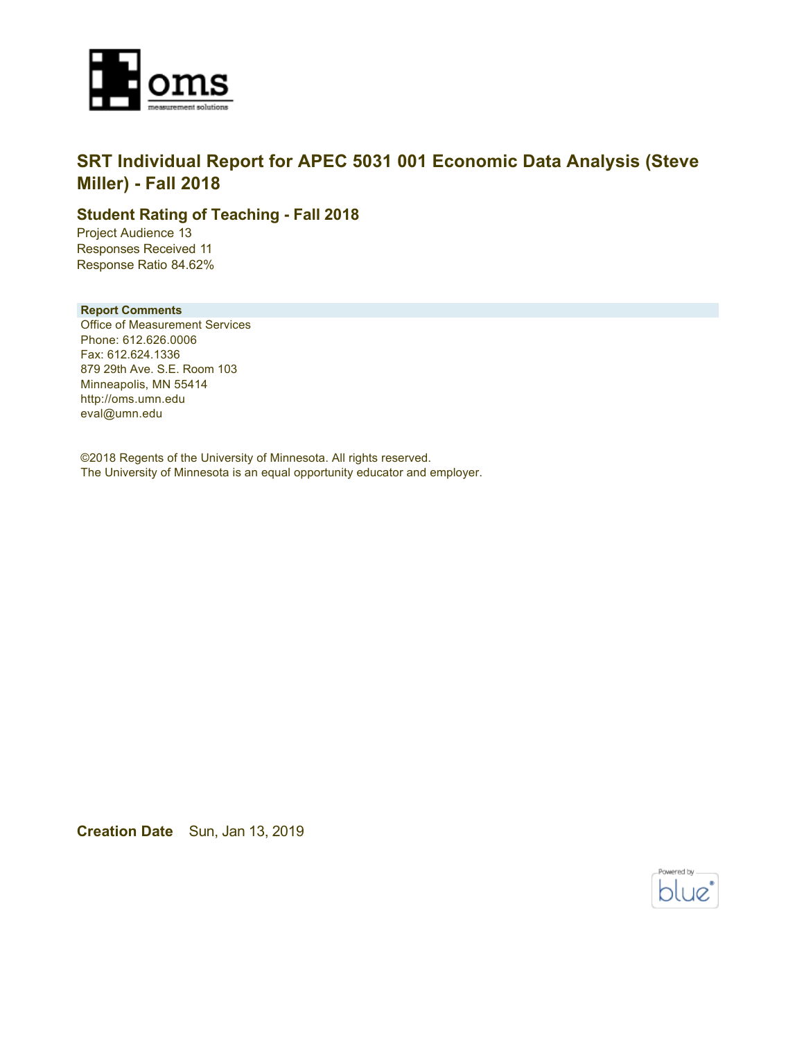# SRT Individual Report for APEC 5031 001 Economic Data Analysis (Steve Miller) - Fall 2018

## Student Rating of Teaching - Fall 2018

Project Audience 13
Responses Received 11
Response Ratio 84.62%

**Report Comments**

Office of Measurement Services
Phone: 612.626.0006
Fax: 612.624.1336
879 29th Ave. S.E. Room 103
Minneapolis, MN 55414
http://oms.umn.edu
eval@umn.edu

©2018 Regents of the University of Minnesota. All rights reserved.
The University of Minnesota is an equal opportunity educator and employer.

**Creation Date** Sun, Jan 13, 2019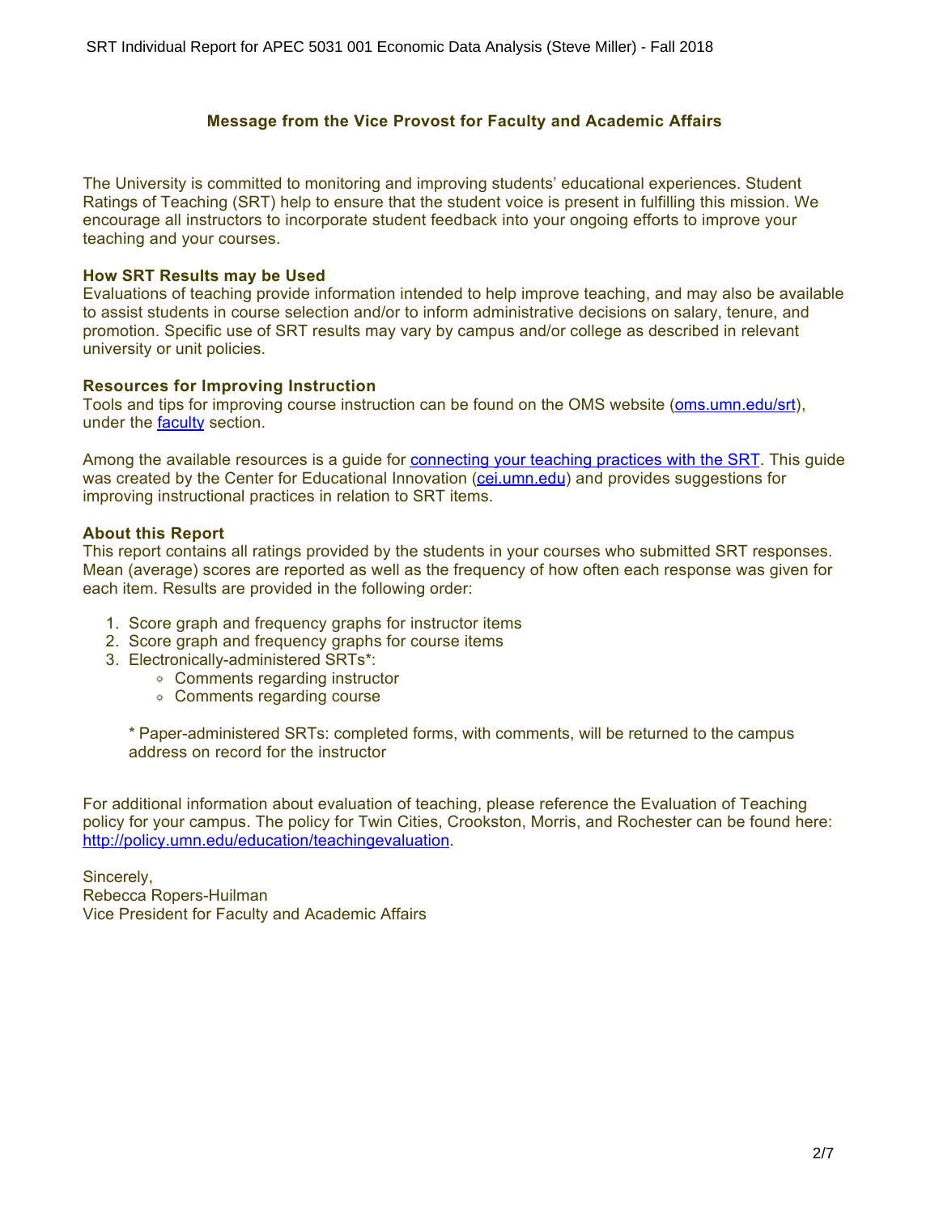## Message from the Vice Provost for Faculty and Academic Affairs

The University is committed to monitoring and improving students' educational experiences. Student Ratings of Teaching (SRT) help to ensure that the student voice is present in fulfilling this mission. We encourage all instructors to incorporate student feedback into your ongoing efforts to improve your teaching and your courses.

**How SRT Results may be Used**
Evaluations of teaching provide information intended to help improve teaching, and may also be available to assist students in course selection and/or to inform administrative decisions on salary, tenure, and promotion. Specific use of SRT results may vary by campus and/or college as described in relevant university or unit policies.

**Resources for Improving Instruction**
Tools and tips for improving course instruction can be found on the OMS website (oms.umn.edu/srt), under the faculty section.

Among the available resources is a guide for connecting your teaching practices with the SRT. This guide was created by the Center for Educational Innovation (cei.umn.edu) and provides suggestions for improving instructional practices in relation to SRT items.

**About this Report**
This report contains all ratings provided by the students in your courses who submitted SRT responses. Mean (average) scores are reported as well as the frequency of how often each response was given for each item. Results are provided in the following order:

1. Score graph and frequency graphs for instructor items
2. Score graph and frequency graphs for course items
3. Electronically-administered SRTs*:
   - Comments regarding instructor
   - Comments regarding course

   * Paper-administered SRTs: completed forms, with comments, will be returned to the campus address on record for the instructor

For additional information about evaluation of teaching, please reference the Evaluation of Teaching policy for your campus. The policy for Twin Cities, Crookston, Morris, and Rochester can be found here: http://policy.umn.edu/education/teachingevaluation.

Sincerely,
Rebecca Ropers-Huilman
Vice President for Faculty and Academic Affairs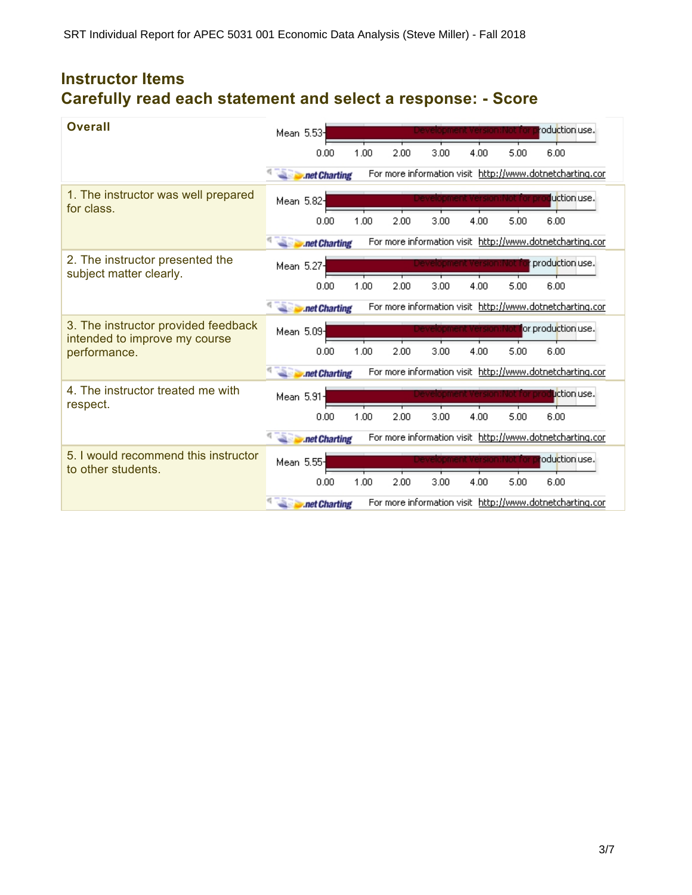## Instructor Items

## Carefully read each statement and select a response: - Score

| Item | Mean |
| --- | --- |
| **Overall** | 5.53 |
| 1. The instructor was well prepared for class. | 5.82 |
| 2. The instructor presented the subject matter clearly. | 5.27 |
| 3. The instructor provided feedback intended to improve my course performance. | 5.09 |
| 4. The instructor treated me with respect. | 5.91 |
| 5. I would recommend this instructor to other students. | 5.55 |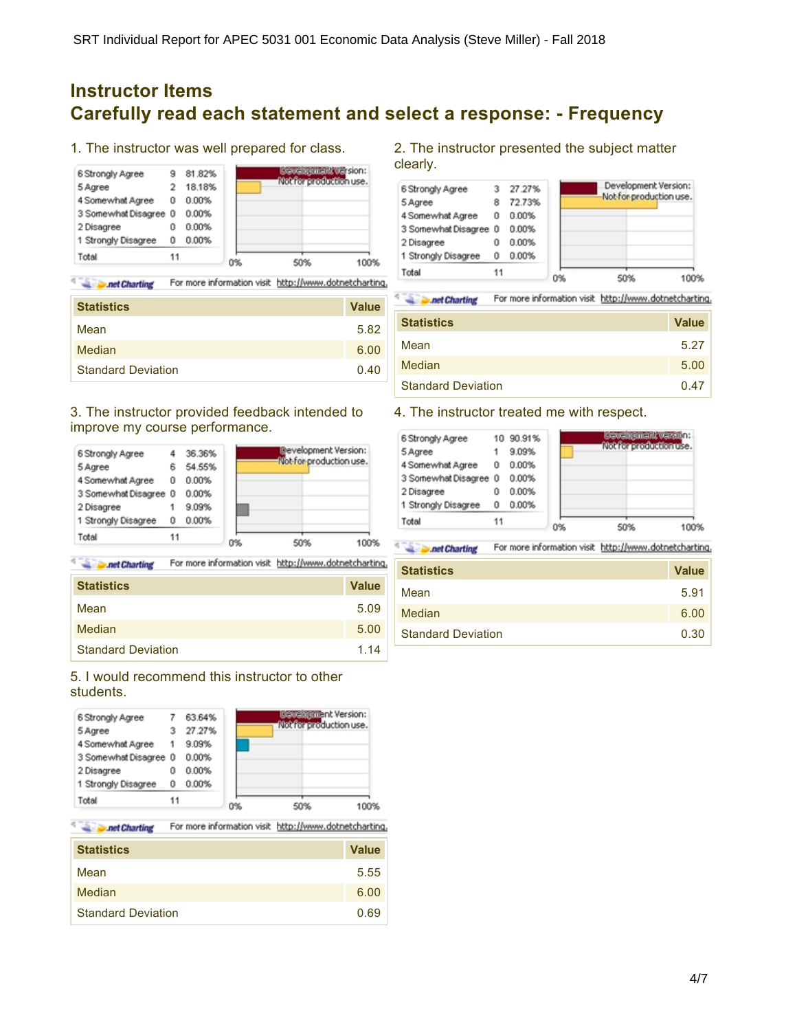# Instructor Items

## Carefully read each statement and select a response: - Frequency

### 1. The instructor was well prepared for class.

| Response | Count | Percent |
|---|---|---|
| 6 Strongly Agree | 9 | 81.82% |
| 5 Agree | 2 | 18.18% |
| 4 Somewhat Agree | 0 | 0.00% |
| 3 Somewhat Disagree | 0 | 0.00% |
| 2 Disagree | 0 | 0.00% |
| 1 Strongly Disagree | 0 | 0.00% |
| Total | 11 | |

| Statistics | Value |
|---|---|
| Mean | 5.82 |
| Median | 6.00 |
| Standard Deviation | 0.40 |

### 2. The instructor presented the subject matter clearly.

| Response | Count | Percent |
|---|---|---|
| 6 Strongly Agree | 3 | 27.27% |
| 5 Agree | 8 | 72.73% |
| 4 Somewhat Agree | 0 | 0.00% |
| 3 Somewhat Disagree | 0 | 0.00% |
| 2 Disagree | 0 | 0.00% |
| 1 Strongly Disagree | 0 | 0.00% |
| Total | 11 | |

| Statistics | Value |
|---|---|
| Mean | 5.27 |
| Median | 5.00 |
| Standard Deviation | 0.47 |

### 3. The instructor provided feedback intended to improve my course performance.

| Response | Count | Percent |
|---|---|---|
| 6 Strongly Agree | 4 | 36.36% |
| 5 Agree | 6 | 54.55% |
| 4 Somewhat Agree | 0 | 0.00% |
| 3 Somewhat Disagree | 0 | 0.00% |
| 2 Disagree | 1 | 9.09% |
| 1 Strongly Disagree | 0 | 0.00% |
| Total | 11 | |

| Statistics | Value |
|---|---|
| Mean | 5.09 |
| Median | 5.00 |
| Standard Deviation | 1.14 |

### 4. The instructor treated me with respect.

| Response | Count | Percent |
|---|---|---|
| 6 Strongly Agree | 10 | 90.91% |
| 5 Agree | 1 | 9.09% |
| 4 Somewhat Agree | 0 | 0.00% |
| 3 Somewhat Disagree | 0 | 0.00% |
| 2 Disagree | 0 | 0.00% |
| 1 Strongly Disagree | 0 | 0.00% |
| Total | 11 | |

| Statistics | Value |
|---|---|
| Mean | 5.91 |
| Median | 6.00 |
| Standard Deviation | 0.30 |

### 5. I would recommend this instructor to other students.

| Response | Count | Percent |
|---|---|---|
| 6 Strongly Agree | 7 | 63.64% |
| 5 Agree | 3 | 27.27% |
| 4 Somewhat Agree | 1 | 9.09% |
| 3 Somewhat Disagree | 0 | 0.00% |
| 2 Disagree | 0 | 0.00% |
| 1 Strongly Disagree | 0 | 0.00% |
| Total | 11 | |

| Statistics | Value |
|---|---|
| Mean | 5.55 |
| Median | 6.00 |
| Standard Deviation | 0.69 |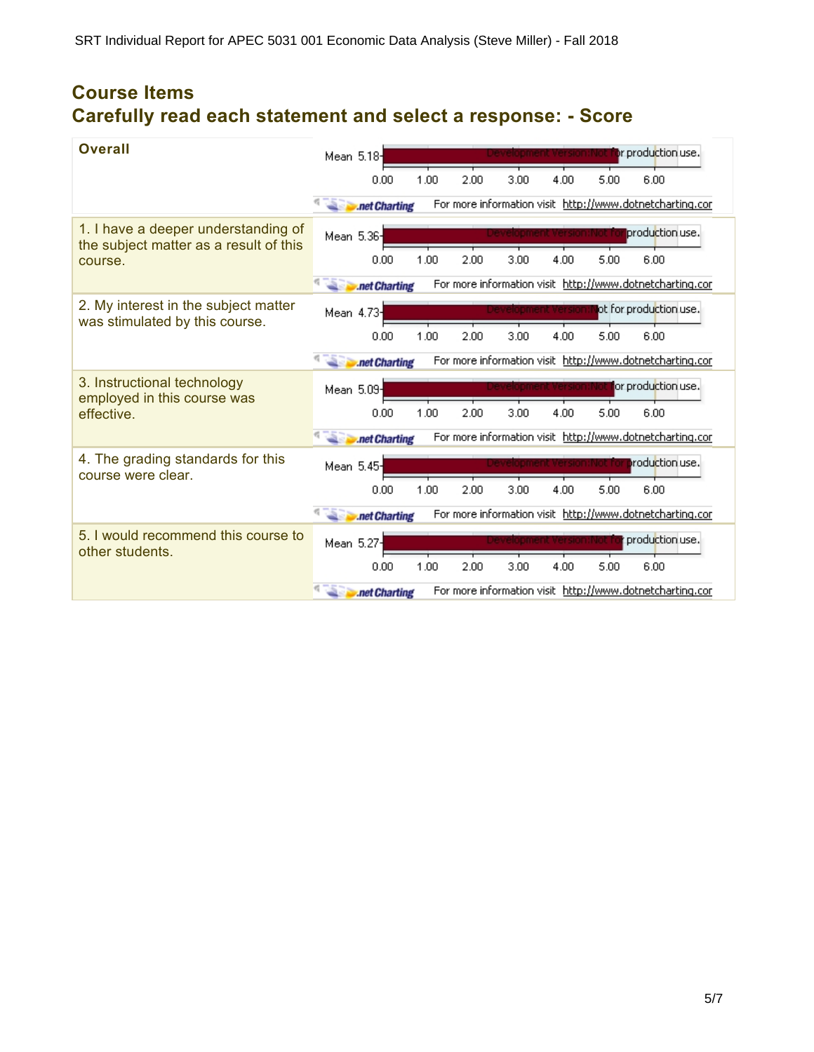## Course Items
## Carefully read each statement and select a response: - Score

| Item | Mean |
|---|---|
| **Overall** | 5.18 |
| 1. I have a deeper understanding of the subject matter as a result of this course. | 5.36 |
| 2. My interest in the subject matter was stimulated by this course. | 4.73 |
| 3. Instructional technology employed in this course was effective. | 5.09 |
| 4. The grading standards for this course were clear. | 5.45 |
| 5. I would recommend this course to other students. | 5.27 |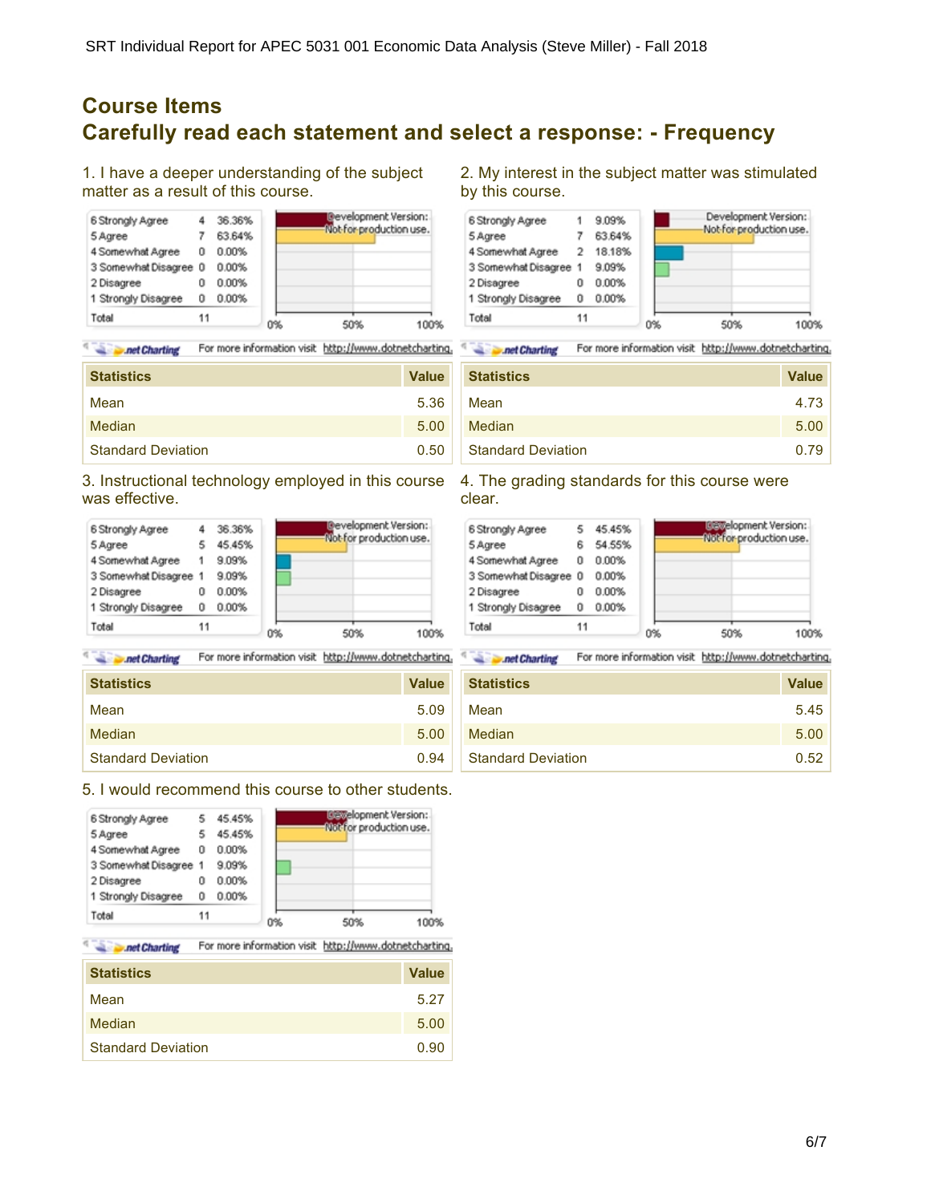## Course Items
## Carefully read each statement and select a response: - Frequency

### 1. I have a deeper understanding of the subject matter as a result of this course.

| Response | Count | Percent |
|---|---|---|
| 6 Strongly Agree | 4 | 36.36% |
| 5 Agree | 7 | 63.64% |
| 4 Somewhat Agree | 0 | 0.00% |
| 3 Somewhat Disagree | 0 | 0.00% |
| 2 Disagree | 0 | 0.00% |
| 1 Strongly Disagree | 0 | 0.00% |
| Total | 11 | |

| Statistics | Value |
|---|---|
| Mean | 5.36 |
| Median | 5.00 |
| Standard Deviation | 0.50 |

### 2. My interest in the subject matter was stimulated by this course.

| Response | Count | Percent |
|---|---|---|
| 6 Strongly Agree | 1 | 9.09% |
| 5 Agree | 7 | 63.64% |
| 4 Somewhat Agree | 2 | 18.18% |
| 3 Somewhat Disagree | 1 | 9.09% |
| 2 Disagree | 0 | 0.00% |
| 1 Strongly Disagree | 0 | 0.00% |
| Total | 11 | |

| Statistics | Value |
|---|---|
| Mean | 4.73 |
| Median | 5.00 |
| Standard Deviation | 0.79 |

### 3. Instructional technology employed in this course was effective.

| Response | Count | Percent |
|---|---|---|
| 6 Strongly Agree | 4 | 36.36% |
| 5 Agree | 5 | 45.45% |
| 4 Somewhat Agree | 1 | 9.09% |
| 3 Somewhat Disagree | 1 | 9.09% |
| 2 Disagree | 0 | 0.00% |
| 1 Strongly Disagree | 0 | 0.00% |
| Total | 11 | |

| Statistics | Value |
|---|---|
| Mean | 5.09 |
| Median | 5.00 |
| Standard Deviation | 0.94 |

### 4. The grading standards for this course were clear.

| Response | Count | Percent |
|---|---|---|
| 6 Strongly Agree | 5 | 45.45% |
| 5 Agree | 6 | 54.55% |
| 4 Somewhat Agree | 0 | 0.00% |
| 3 Somewhat Disagree | 0 | 0.00% |
| 2 Disagree | 0 | 0.00% |
| 1 Strongly Disagree | 0 | 0.00% |
| Total | 11 | |

| Statistics | Value |
|---|---|
| Mean | 5.45 |
| Median | 5.00 |
| Standard Deviation | 0.52 |

### 5. I would recommend this course to other students.

| Response | Count | Percent |
|---|---|---|
| 6 Strongly Agree | 5 | 45.45% |
| 5 Agree | 5 | 45.45% |
| 4 Somewhat Agree | 0 | 0.00% |
| 3 Somewhat Disagree | 1 | 9.09% |
| 2 Disagree | 0 | 0.00% |
| 1 Strongly Disagree | 0 | 0.00% |
| Total | 11 | |

| Statistics | Value |
|---|---|
| Mean | 5.27 |
| Median | 5.00 |
| Standard Deviation | 0.90 |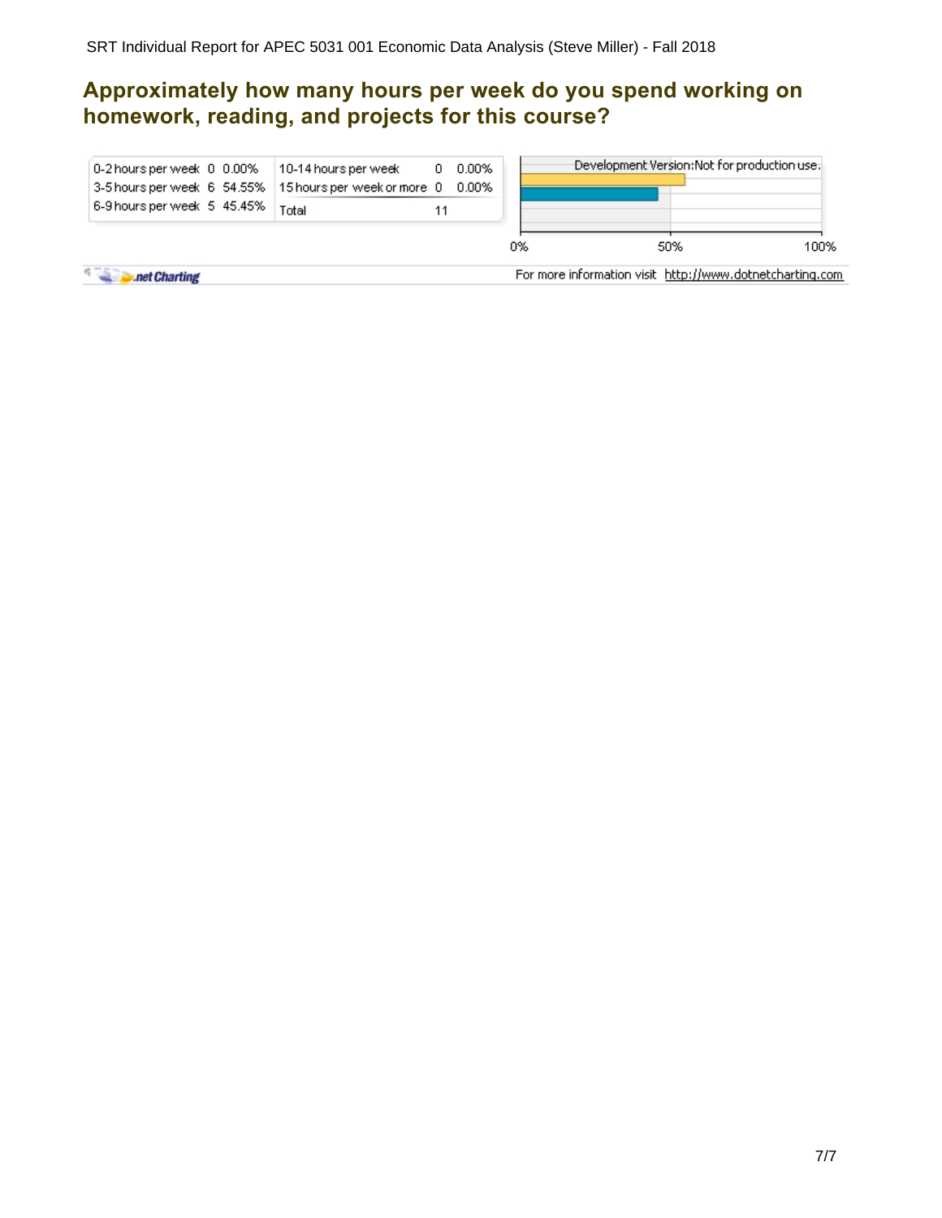## Approximately how many hours per week do you spend working on homework, reading, and projects for this course?

| | | | | | |
|---|---|---|---|---|---|
| 0-2 hours per week | 0 | 0.00% | 10-14 hours per week | 0 | 0.00% |
| 3-5 hours per week | 6 | 54.55% | 15 hours per week or more | 0 | 0.00% |
| 6-9 hours per week | 5 | 45.45% | Total | 11 | |

Development Version:Not for production use.

0%

50%

100%

.net Charting

For more information visit http://www.dotnetcharting.com